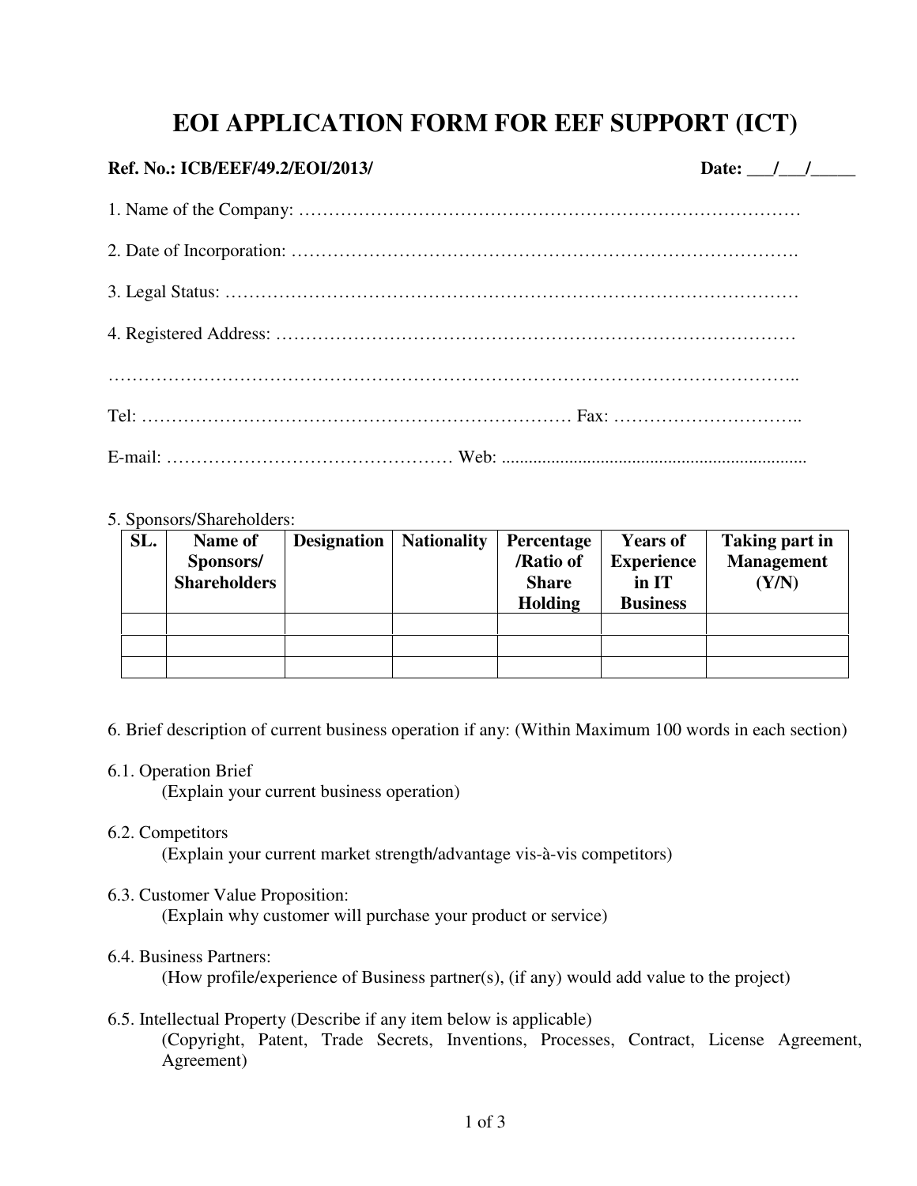# EOI APPLICATION FORM FOR EEF SUPPORT (ICT)

**Ref. No.: ICB/EEF/49.2/EOI/2013/** **Date: ___/___/_____**

1. Name of the Company: …………………………………………………………………………

2. Date of Incorporation: ………………………………………………………………………….

3. Legal Status: …………………………………………………………………………………

4. Registered Address: …………………………………………………………………………

…………………………………………………………………………………………………..

Tel: ……………………………………………………………… Fax: …………………………..

E-mail: ………………………………………… Web: ....................................................................

5. Sponsors/Shareholders:

| SL. | Name of Sponsors/ Shareholders | Designation | Nationality | Percentage /Ratio of Share Holding | Years of Experience in IT Business | Taking part in Management (Y/N) |
|---|---|---|---|---|---|---|
| | | | | | | |
| | | | | | | |
| | | | | | | |

6. Brief description of current business operation if any: (Within Maximum 100 words in each section)

6.1. Operation Brief
(Explain your current business operation)

6.2. Competitors
(Explain your current market strength/advantage vis-à-vis competitors)

6.3. Customer Value Proposition:
(Explain why customer will purchase your product or service)

6.4. Business Partners:
(How profile/experience of Business partner(s), (if any) would add value to the project)

6.5. Intellectual Property (Describe if any item below is applicable)
(Copyright, Patent, Trade Secrets, Inventions, Processes, Contract, License Agreement, Agreement)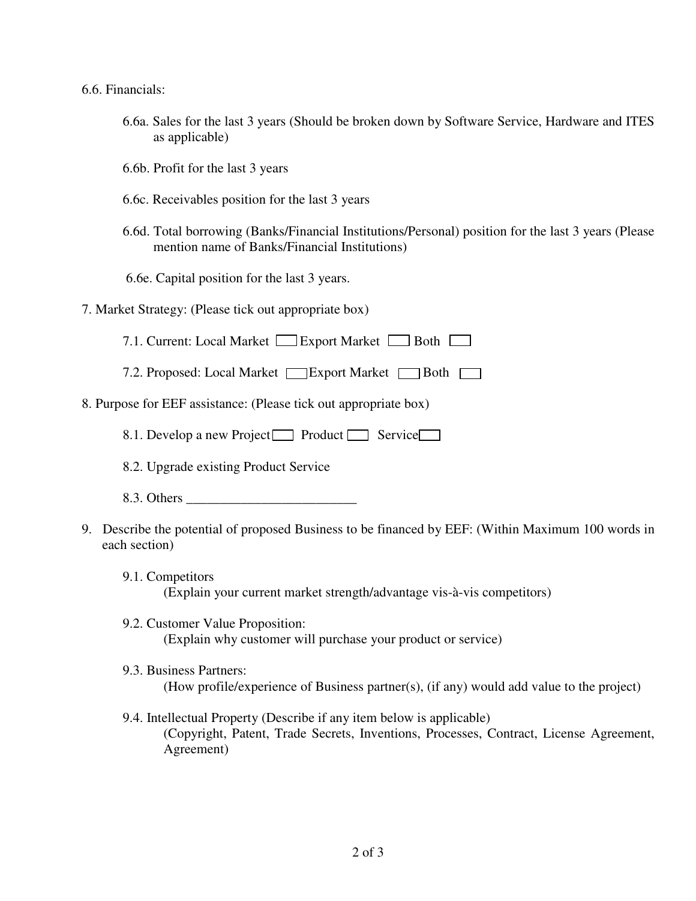6.6. Financials:

- 6.6a. Sales for the last 3 years (Should be broken down by Software Service, Hardware and ITES as applicable)
- 6.6b. Profit for the last 3 years
- 6.6c. Receivables position for the last 3 years
- 6.6d. Total borrowing (Banks/Financial Institutions/Personal) position for the last 3 years (Please mention name of Banks/Financial Institutions)
- 6.6e. Capital position for the last 3 years.

7. Market Strategy: (Please tick out appropriate box)

- 7.1. Current: Local Market ☐ Export Market ☐ Both ☐
- 7.2. Proposed: Local Market ☐ Export Market ☐ Both ☐

8. Purpose for EEF assistance: (Please tick out appropriate box)

- 8.1. Develop a new Project ☐ Product ☐ Service ☐
- 8.2. Upgrade existing Product Service
- 8.3. Others _________________________

9. Describe the potential of proposed Business to be financed by EEF: (Within Maximum 100 words in each section)

- 9.1. Competitors
  (Explain your current market strength/advantage vis-à-vis competitors)
- 9.2. Customer Value Proposition:
  (Explain why customer will purchase your product or service)
- 9.3. Business Partners:
  (How profile/experience of Business partner(s), (if any) would add value to the project)
- 9.4. Intellectual Property (Describe if any item below is applicable)
  (Copyright, Patent, Trade Secrets, Inventions, Processes, Contract, License Agreement, Agreement)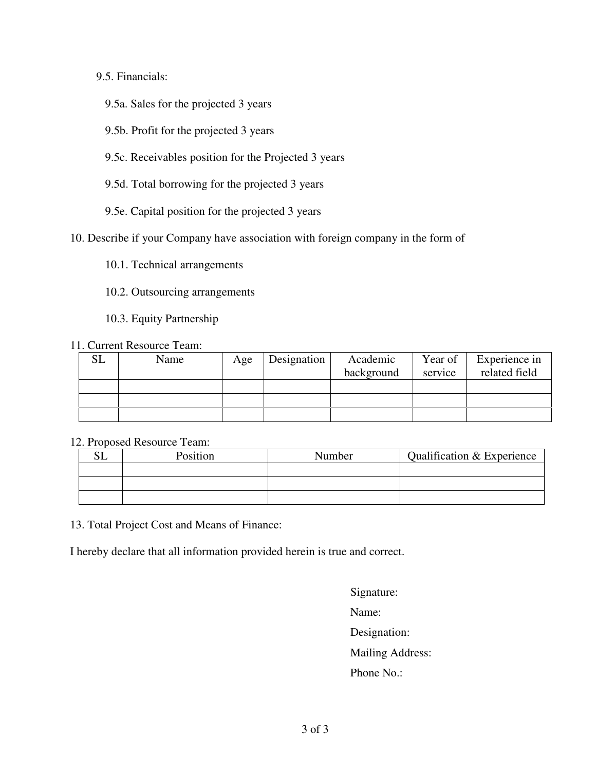9.5. Financials:

9.5a. Sales for the projected 3 years

9.5b. Profit for the projected 3 years

9.5c. Receivables position for the Projected 3 years

9.5d. Total borrowing for the projected 3 years

9.5e. Capital position for the projected 3 years

10. Describe if your Company have association with foreign company in the form of

10.1. Technical arrangements

10.2. Outsourcing arrangements

10.3. Equity Partnership

11. Current Resource Team:

| SL | Name | Age | Designation | Academic background | Year of service | Experience in related field |
|---|---|---|---|---|---|---|
| | | | | | | |
| | | | | | | |
| | | | | | | |

12. Proposed Resource Team:

| SL | Position | Number | Qualification & Experience |
|---|---|---|---|
| | | | |
| | | | |
| | | | |

13. Total Project Cost and Means of Finance:

I hereby declare that all information provided herein is true and correct.

Signature:

Name:

Designation:

Mailing Address:

Phone No.: